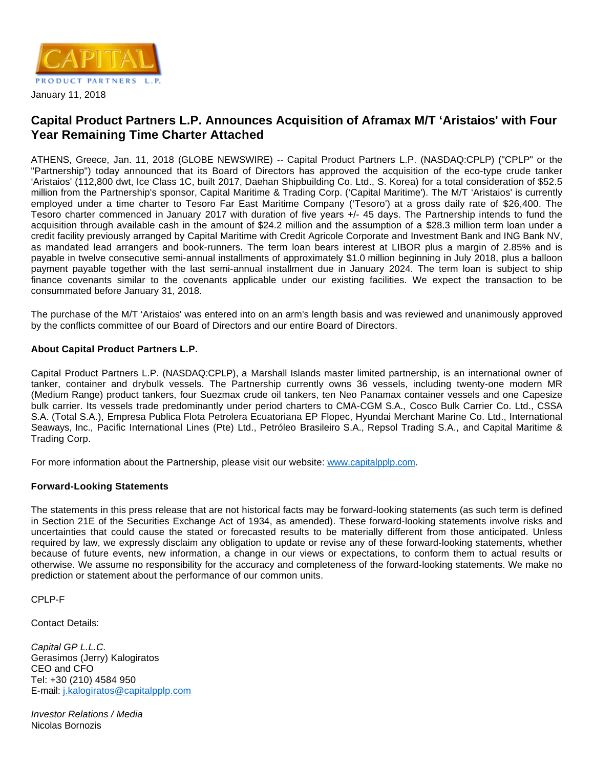CAPITAL
PRODUCT PARTNERS L.P.

January 11, 2018

# Capital Product Partners L.P. Announces Acquisition of Aframax M/T ‘Aristaios' with Four Year Remaining Time Charter Attached

ATHENS, Greece, Jan. 11, 2018 (GLOBE NEWSWIRE) -- Capital Product Partners L.P. (NASDAQ:CPLP) ("CPLP" or the "Partnership") today announced that its Board of Directors has approved the acquisition of the eco-type crude tanker ‘Aristaios' (112,800 dwt, Ice Class 1C, built 2017, Daehan Shipbuilding Co. Ltd., S. Korea) for a total consideration of $52.5 million from the Partnership's sponsor, Capital Maritime & Trading Corp. (‘Capital Maritime'). The M/T ‘Aristaios' is currently employed under a time charter to Tesoro Far East Maritime Company (‘Tesoro') at a gross daily rate of $26,400. The Tesoro charter commenced in January 2017 with duration of five years +/- 45 days. The Partnership intends to fund the acquisition through available cash in the amount of $24.2 million and the assumption of a $28.3 million term loan under a credit facility previously arranged by Capital Maritime with Credit Agricole Corporate and Investment Bank and ING Bank NV, as mandated lead arrangers and book-runners. The term loan bears interest at LIBOR plus a margin of 2.85% and is payable in twelve consecutive semi-annual installments of approximately $1.0 million beginning in July 2018, plus a balloon payment payable together with the last semi-annual installment due in January 2024. The term loan is subject to ship finance covenants similar to the covenants applicable under our existing facilities. We expect the transaction to be consummated before January 31, 2018.

The purchase of the M/T ‘Aristaios' was entered into on an arm's length basis and was reviewed and unanimously approved by the conflicts committee of our Board of Directors and our entire Board of Directors.

**About Capital Product Partners L.P.**

Capital Product Partners L.P. (NASDAQ:CPLP), a Marshall Islands master limited partnership, is an international owner of tanker, container and drybulk vessels. The Partnership currently owns 36 vessels, including twenty-one modern MR (Medium Range) product tankers, four Suezmax crude oil tankers, ten Neo Panamax container vessels and one Capesize bulk carrier. Its vessels trade predominantly under period charters to CMA-CGM S.A., Cosco Bulk Carrier Co. Ltd., CSSA S.A. (Total S.A.), Empresa Publica Flota Petrolera Ecuatoriana EP Flopec, Hyundai Merchant Marine Co. Ltd., International Seaways, Inc., Pacific International Lines (Pte) Ltd., Petróleo Brasileiro S.A., Repsol Trading S.A., and Capital Maritime & Trading Corp.

For more information about the Partnership, please visit our website: www.capitalpplp.com.

**Forward-Looking Statements**

The statements in this press release that are not historical facts may be forward-looking statements (as such term is defined in Section 21E of the Securities Exchange Act of 1934, as amended). These forward-looking statements involve risks and uncertainties that could cause the stated or forecasted results to be materially different from those anticipated. Unless required by law, we expressly disclaim any obligation to update or revise any of these forward-looking statements, whether because of future events, new information, a change in our views or expectations, to conform them to actual results or otherwise. We assume no responsibility for the accuracy and completeness of the forward-looking statements. We make no prediction or statement about the performance of our common units.

CPLP-F

Contact Details:

*Capital GP L.L.C.*
Gerasimos (Jerry) Kalogiratos
CEO and CFO
Tel: +30 (210) 4584 950
E-mail: j.kalogiratos@capitalpplp.com

*Investor Relations / Media*
Nicolas Bornozis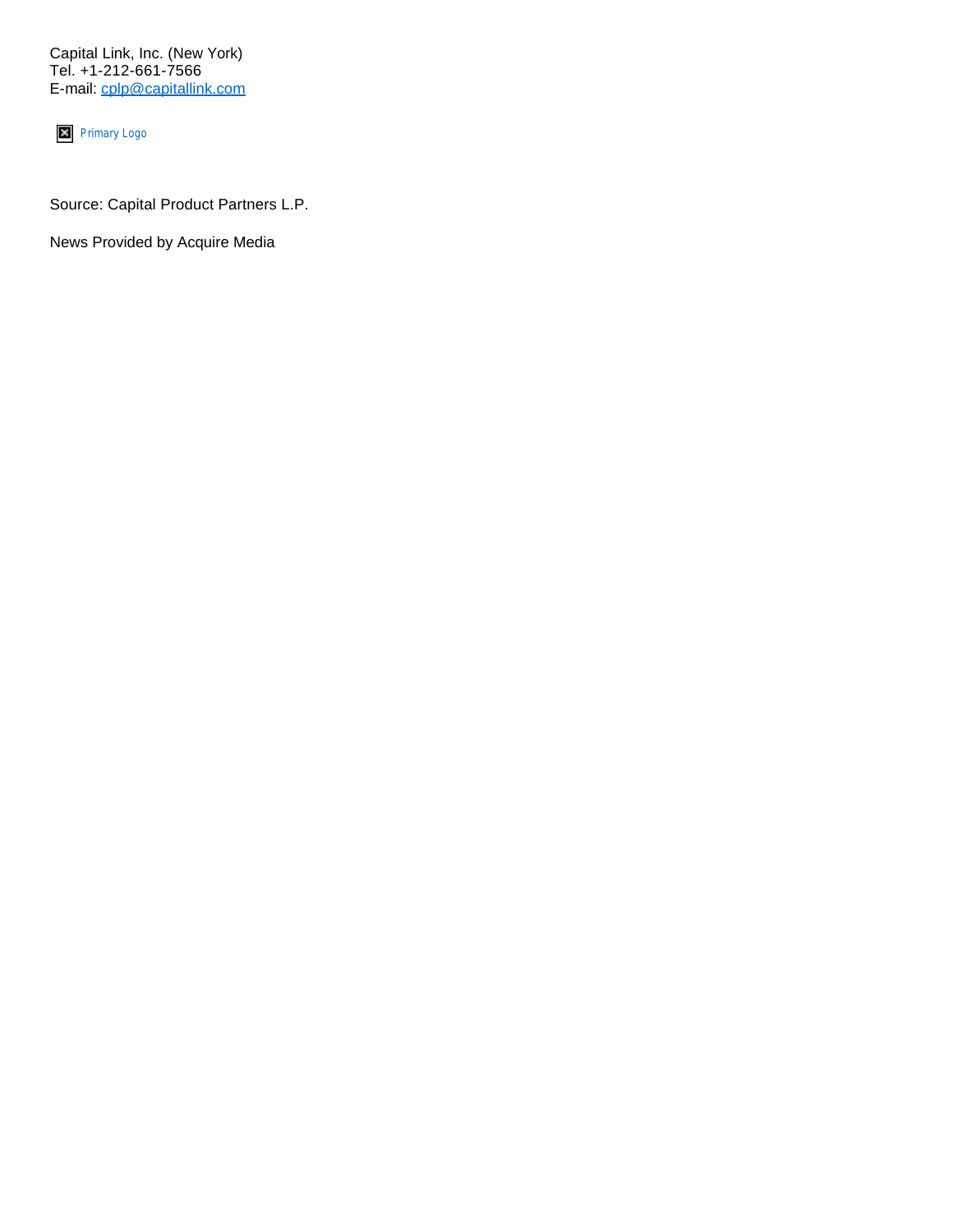Capital Link, Inc. (New York)
Tel. +1-212-661-7566
E-mail: cplp@capitallink.com

Primary Logo

Source: Capital Product Partners L.P.

News Provided by Acquire Media